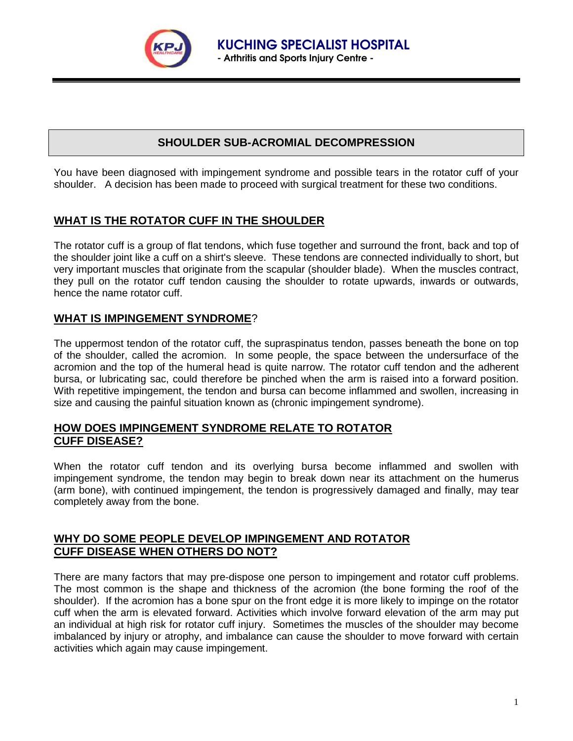**KUCHING SPECIALIST HOSPITAL**
**- Arthritis and Sports Injury Centre -**

# SHOULDER SUB-ACROMIAL DECOMPRESSION

You have been diagnosed with impingement syndrome and possible tears in the rotator cuff of your shoulder. A decision has been made to proceed with surgical treatment for these two conditions.

## WHAT IS THE ROTATOR CUFF IN THE SHOULDER

The rotator cuff is a group of flat tendons, which fuse together and surround the front, back and top of the shoulder joint like a cuff on a shirt's sleeve. These tendons are connected individually to short, but very important muscles that originate from the scapular (shoulder blade). When the muscles contract, they pull on the rotator cuff tendon causing the shoulder to rotate upwards, inwards or outwards, hence the name rotator cuff.

## WHAT IS IMPINGEMENT SYNDROME?

The uppermost tendon of the rotator cuff, the supraspinatus tendon, passes beneath the bone on top of the shoulder, called the acromion. In some people, the space between the undersurface of the acromion and the top of the humeral head is quite narrow. The rotator cuff tendon and the adherent bursa, or lubricating sac, could therefore be pinched when the arm is raised into a forward position. With repetitive impingement, the tendon and bursa can become inflammed and swollen, increasing in size and causing the painful situation known as (chronic impingement syndrome).

## HOW DOES IMPINGEMENT SYNDROME RELATE TO ROTATOR CUFF DISEASE?

When the rotator cuff tendon and its overlying bursa become inflammed and swollen with impingement syndrome, the tendon may begin to break down near its attachment on the humerus (arm bone), with continued impingement, the tendon is progressively damaged and finally, may tear completely away from the bone.

## WHY DO SOME PEOPLE DEVELOP IMPINGEMENT AND ROTATOR CUFF DISEASE WHEN OTHERS DO NOT?

There are many factors that may pre-dispose one person to impingement and rotator cuff problems. The most common is the shape and thickness of the acromion (the bone forming the roof of the shoulder). If the acromion has a bone spur on the front edge it is more likely to impinge on the rotator cuff when the arm is elevated forward. Activities which involve forward elevation of the arm may put an individual at high risk for rotator cuff injury. Sometimes the muscles of the shoulder may become imbalanced by injury or atrophy, and imbalance can cause the shoulder to move forward with certain activities which again may cause impingement.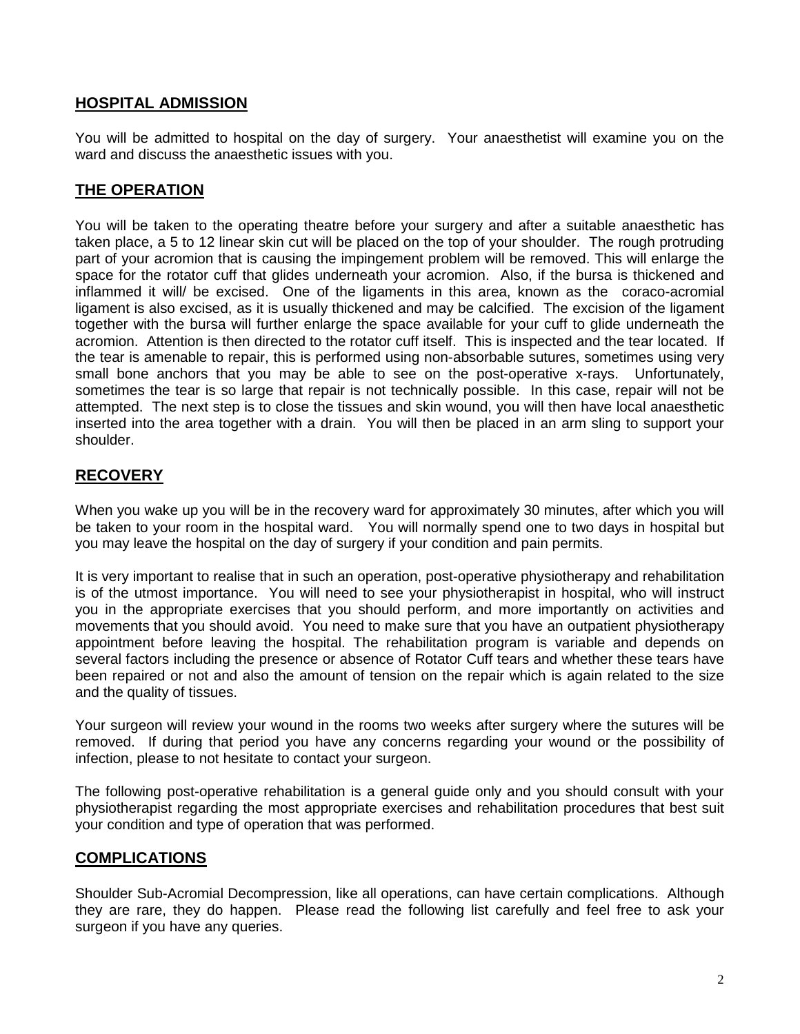## HOSPITAL ADMISSION

You will be admitted to hospital on the day of surgery. Your anaesthetist will examine you on the ward and discuss the anaesthetic issues with you.

## THE OPERATION

You will be taken to the operating theatre before your surgery and after a suitable anaesthetic has taken place, a 5 to 12 linear skin cut will be placed on the top of your shoulder. The rough protruding part of your acromion that is causing the impingement problem will be removed. This will enlarge the space for the rotator cuff that glides underneath your acromion. Also, if the bursa is thickened and inflammed it will/ be excised. One of the ligaments in this area, known as the coraco-acromial ligament is also excised, as it is usually thickened and may be calcified. The excision of the ligament together with the bursa will further enlarge the space available for your cuff to glide underneath the acromion. Attention is then directed to the rotator cuff itself. This is inspected and the tear located. If the tear is amenable to repair, this is performed using non-absorbable sutures, sometimes using very small bone anchors that you may be able to see on the post-operative x-rays. Unfortunately, sometimes the tear is so large that repair is not technically possible. In this case, repair will not be attempted. The next step is to close the tissues and skin wound, you will then have local anaesthetic inserted into the area together with a drain. You will then be placed in an arm sling to support your shoulder.

## RECOVERY

When you wake up you will be in the recovery ward for approximately 30 minutes, after which you will be taken to your room in the hospital ward. You will normally spend one to two days in hospital but you may leave the hospital on the day of surgery if your condition and pain permits.

It is very important to realise that in such an operation, post-operative physiotherapy and rehabilitation is of the utmost importance. You will need to see your physiotherapist in hospital, who will instruct you in the appropriate exercises that you should perform, and more importantly on activities and movements that you should avoid. You need to make sure that you have an outpatient physiotherapy appointment before leaving the hospital. The rehabilitation program is variable and depends on several factors including the presence or absence of Rotator Cuff tears and whether these tears have been repaired or not and also the amount of tension on the repair which is again related to the size and the quality of tissues.

Your surgeon will review your wound in the rooms two weeks after surgery where the sutures will be removed. If during that period you have any concerns regarding your wound or the possibility of infection, please to not hesitate to contact your surgeon.

The following post-operative rehabilitation is a general guide only and you should consult with your physiotherapist regarding the most appropriate exercises and rehabilitation procedures that best suit your condition and type of operation that was performed.

## COMPLICATIONS

Shoulder Sub-Acromial Decompression, like all operations, can have certain complications. Although they are rare, they do happen. Please read the following list carefully and feel free to ask your surgeon if you have any queries.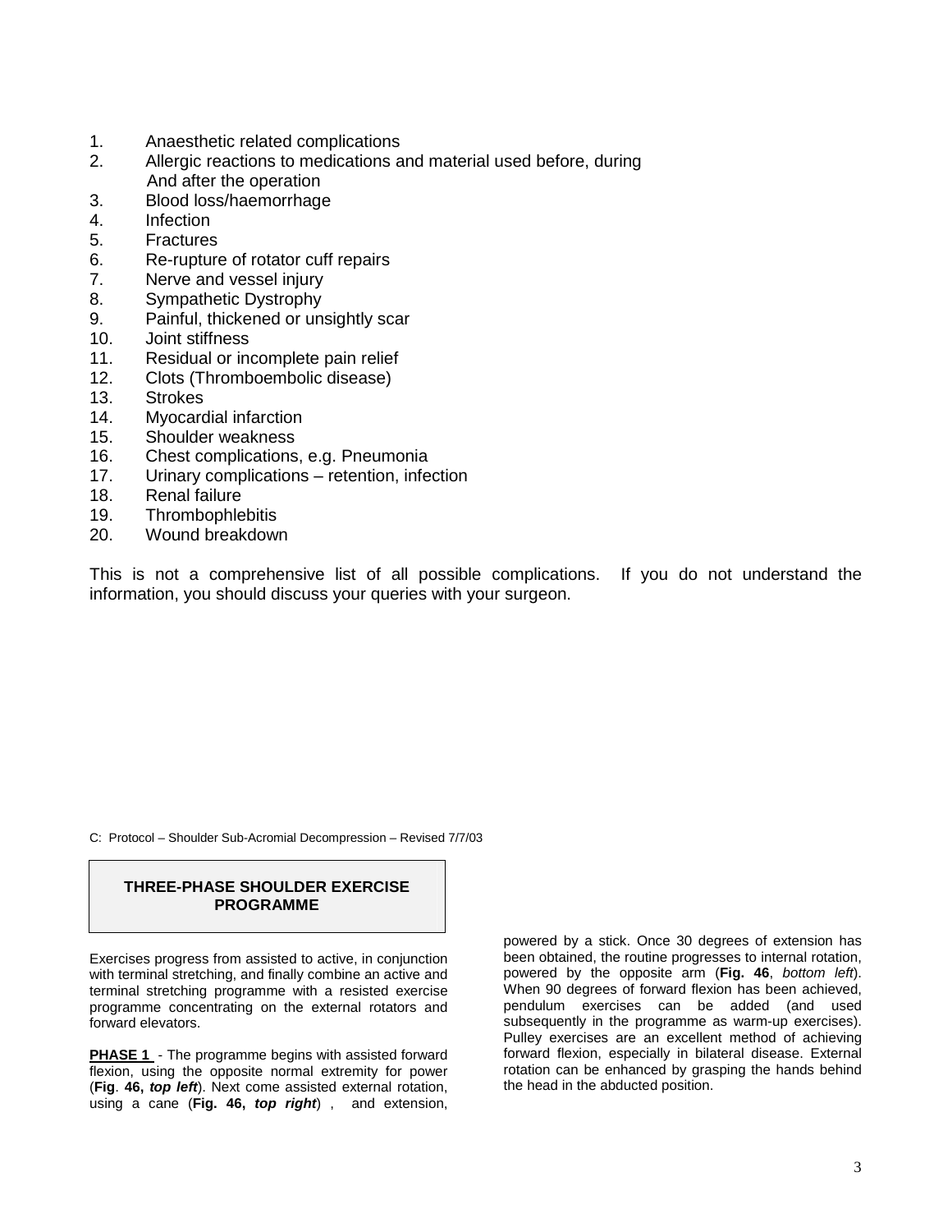1. Anaesthetic related complications
2. Allergic reactions to medications and material used before, during And after the operation
3. Blood loss/haemorrhage
4. Infection
5. Fractures
6. Re-rupture of rotator cuff repairs
7. Nerve and vessel injury
8. Sympathetic Dystrophy
9. Painful, thickened or unsightly scar
10. Joint stiffness
11. Residual or incomplete pain relief
12. Clots (Thromboembolic disease)
13. Strokes
14. Myocardial infarction
15. Shoulder weakness
16. Chest complications, e.g. Pneumonia
17. Urinary complications – retention, infection
18. Renal failure
19. Thrombophlebitis
20. Wound breakdown

This is not a comprehensive list of all possible complications. If you do not understand the information, you should discuss your queries with your surgeon.

C: Protocol – Shoulder Sub-Acromial Decompression – Revised 7/7/03

## THREE-PHASE SHOULDER EXERCISE PROGRAMME

Exercises progress from assisted to active, in conjunction with terminal stretching, and finally combine an active and terminal stretching programme with a resisted exercise programme concentrating on the external rotators and forward elevators.

**PHASE 1** - The programme begins with assisted forward flexion, using the opposite normal extremity for power (**Fig. 46, *top left***). Next come assisted external rotation, using a cane (**Fig. 46, *top right***) , and extension, powered by a stick. Once 30 degrees of extension has been obtained, the routine progresses to internal rotation, powered by the opposite arm (**Fig. 46**, *bottom left*). When 90 degrees of forward flexion has been achieved, pendulum exercises can be added (and used subsequently in the programme as warm-up exercises). Pulley exercises are an excellent method of achieving forward flexion, especially in bilateral disease. External rotation can be enhanced by grasping the hands behind the head in the abducted position.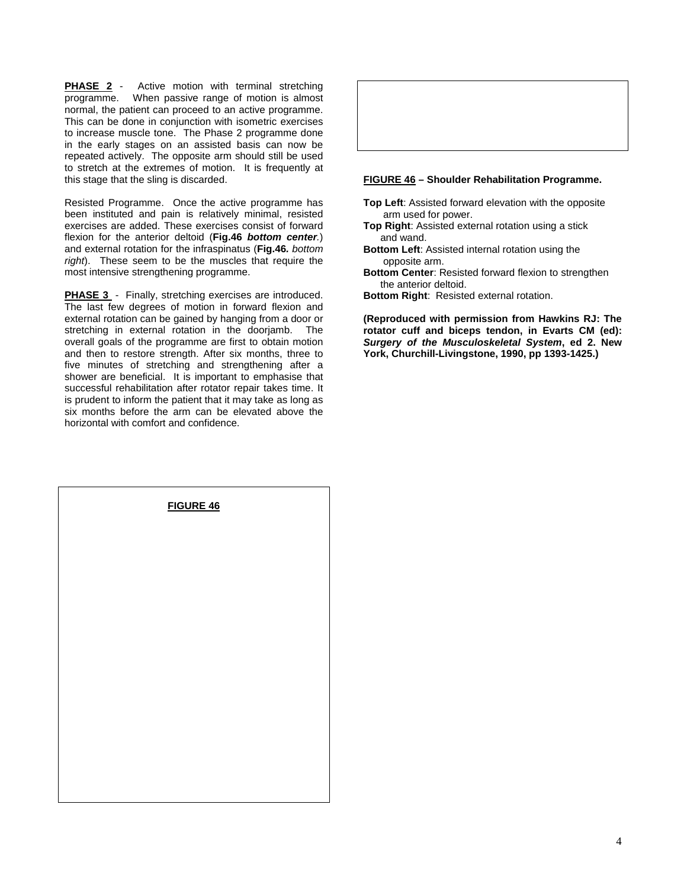**PHASE 2** - Active motion with terminal stretching programme. When passive range of motion is almost normal, the patient can proceed to an active programme. This can be done in conjunction with isometric exercises to increase muscle tone. The Phase 2 programme done in the early stages on an assisted basis can now be repeated actively. The opposite arm should still be used to stretch at the extremes of motion. It is frequently at this stage that the sling is discarded.

Resisted Programme. Once the active programme has been instituted and pain is relatively minimal, resisted exercises are added. These exercises consist of forward flexion for the anterior deltoid (**Fig.46** ***bottom center***.) and external rotation for the infraspinatus (**Fig.46.** *bottom right*). These seem to be the muscles that require the most intensive strengthening programme.

**PHASE 3** - Finally, stretching exercises are introduced. The last few degrees of motion in forward flexion and external rotation can be gained by hanging from a door or stretching in external rotation in the doorjamb. The overall goals of the programme are first to obtain motion and then to restore strength. After six months, three to five minutes of stretching and strengthening after a shower are beneficial. It is important to emphasise that successful rehabilitation after rotator repair takes time. It is prudent to inform the patient that it may take as long as six months before the arm can be elevated above the horizontal with comfort and confidence.

**FIGURE 46**

**FIGURE 46 – Shoulder Rehabilitation Programme.**

**Top Left**: Assisted forward elevation with the opposite arm used for power.
**Top Right**: Assisted external rotation using a stick and wand.
**Bottom Left**: Assisted internal rotation using the opposite arm.
**Bottom Center**: Resisted forward flexion to strengthen the anterior deltoid.
**Bottom Right**: Resisted external rotation.

**(Reproduced with permission from Hawkins RJ: The rotator cuff and biceps tendon, in Evarts CM (ed): *Surgery of the Musculoskeletal System*, ed 2. New York, Churchill-Livingstone, 1990, pp 1393-1425.)**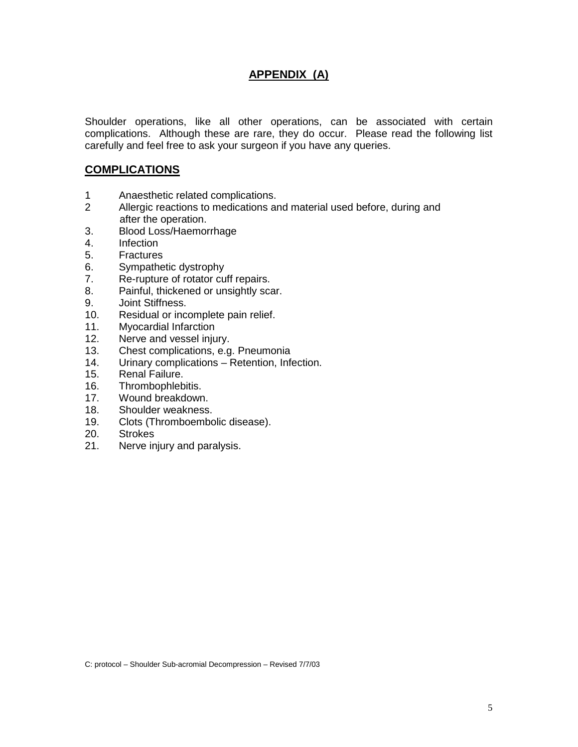## APPENDIX (A)

Shoulder operations, like all other operations, can be associated with certain complications. Although these are rare, they do occur. Please read the following list carefully and feel free to ask your surgeon if you have any queries.

## COMPLICATIONS

1 Anaesthetic related complications.
2 Allergic reactions to medications and material used before, during and after the operation.
3. Blood Loss/Haemorrhage
4. Infection
5. Fractures
6. Sympathetic dystrophy
7. Re-rupture of rotator cuff repairs.
8. Painful, thickened or unsightly scar.
9. Joint Stiffness.
10. Residual or incomplete pain relief.
11. Myocardial Infarction
12. Nerve and vessel injury.
13. Chest complications, e.g. Pneumonia
14. Urinary complications – Retention, Infection.
15. Renal Failure.
16. Thrombophlebitis.
17. Wound breakdown.
18. Shoulder weakness.
19. Clots (Thromboembolic disease).
20. Strokes
21. Nerve injury and paralysis.

C: protocol – Shoulder Sub-acromial Decompression – Revised 7/7/03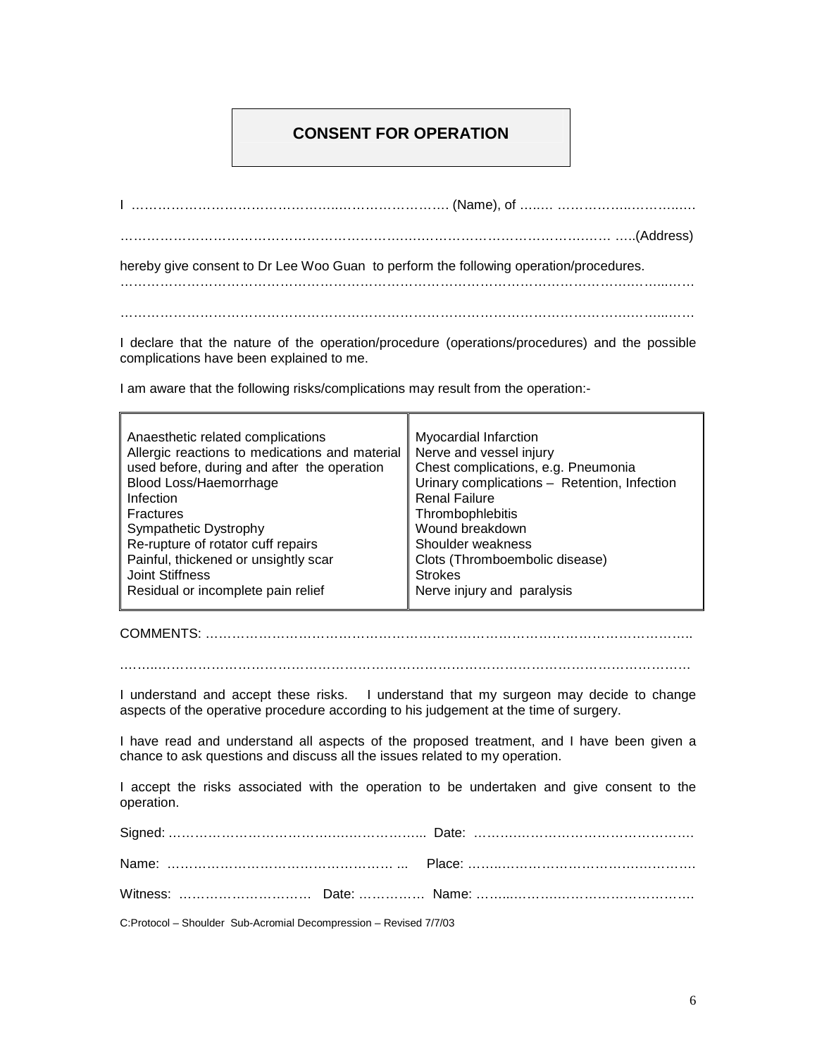# CONSENT FOR OPERATION

I ………………………………………..……………………. (Name), of …..… ……………..………..….

…………………………………………………….……………………………….…… …..(Address)

hereby give consent to Dr Lee Woo Guan to perform the following operation/procedures.
…………………………………………………………………………………………………..…....….

…………………………………………………………………………………………………..…....….

I declare that the nature of the operation/procedure (operations/procedures) and the possible complications have been explained to me.

I am aware that the following risks/complications may result from the operation:-

| | |
|---|---|
| Anaesthetic related complications<br>Allergic reactions to medications and material used before, during and after the operation<br>Blood Loss/Haemorrhage<br>Infection<br>Fractures<br>Sympathetic Dystrophy<br>Re-rupture of rotator cuff repairs<br>Painful, thickened or unsightly scar<br>Joint Stiffness<br>Residual or incomplete pain relief | Myocardial Infarction<br>Nerve and vessel injury<br>Chest complications, e.g. Pneumonia<br>Urinary complications – Retention, Infection<br>Renal Failure<br>Thrombophlebitis<br>Wound breakdown<br>Shoulder weakness<br>Clots (Thromboembolic disease)<br>Strokes<br>Nerve injury and paralysis |

COMMENTS: …………………………………………………………………………………………….

……..……………………………………………………………………………………………………

I understand and accept these risks. I understand that my surgeon may decide to change aspects of the operative procedure according to his judgement at the time of surgery.

I have read and understand all aspects of the proposed treatment, and I have been given a chance to ask questions and discuss all the issues related to my operation.

I accept the risks associated with the operation to be undertaken and give consent to the operation.

Signed: ……………………………….…..…………... Date: …….…..…………………………….

Name: ……………………………………………… ... Place: ……..………………………….……….

Witness: ………………………… Date: …………… Name: ……...……….………………………

C:Protocol – Shoulder Sub-Acromial Decompression – Revised 7/7/03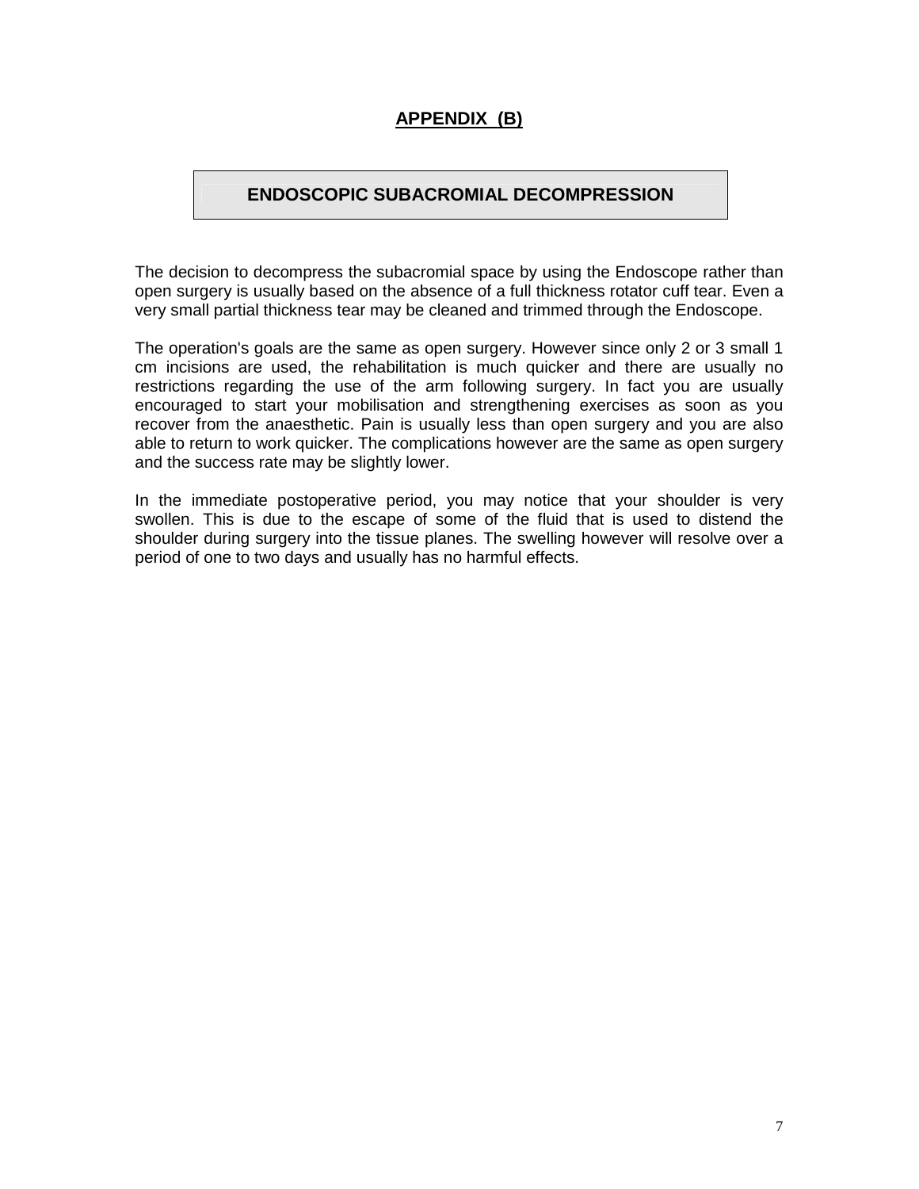# APPENDIX (B)

## ENDOSCOPIC SUBACROMIAL DECOMPRESSION

The decision to decompress the subacromial space by using the Endoscope rather than open surgery is usually based on the absence of a full thickness rotator cuff tear. Even a very small partial thickness tear may be cleaned and trimmed through the Endoscope.

The operation's goals are the same as open surgery. However since only 2 or 3 small 1 cm incisions are used, the rehabilitation is much quicker and there are usually no restrictions regarding the use of the arm following surgery. In fact you are usually encouraged to start your mobilisation and strengthening exercises as soon as you recover from the anaesthetic. Pain is usually less than open surgery and you are also able to return to work quicker. The complications however are the same as open surgery and the success rate may be slightly lower.

In the immediate postoperative period, you may notice that your shoulder is very swollen. This is due to the escape of some of the fluid that is used to distend the shoulder during surgery into the tissue planes. The swelling however will resolve over a period of one to two days and usually has no harmful effects.